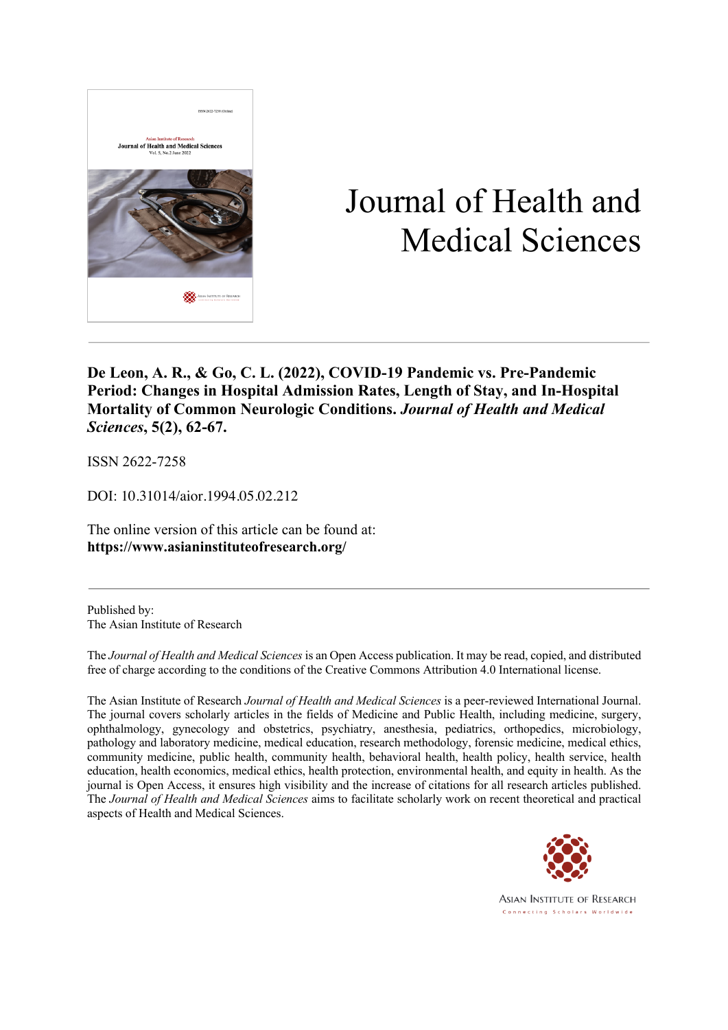# Journal of Health and Medical Sciences

**De Leon, A. R., & Go, C. L. (2022), COVID-19 Pandemic vs. Pre-Pandemic Period: Changes in Hospital Admission Rates, Length of Stay, and In-Hospital Mortality of Common Neurologic Conditions. *Journal of Health and Medical Sciences*, 5(2), 62-67.**

ISSN 2622-7258

DOI: 10.31014/aior.1994.05.02.212

The online version of this article can be found at:
**https://www.asianinstituteofresearch.org/**

---

Published by:
The Asian Institute of Research

The *Journal of Health and Medical Sciences* is an Open Access publication. It may be read, copied, and distributed free of charge according to the conditions of the Creative Commons Attribution 4.0 International license.

The Asian Institute of Research *Journal of Health and Medical Sciences* is a peer-reviewed International Journal. The journal covers scholarly articles in the fields of Medicine and Public Health, including medicine, surgery, ophthalmology, gynecology and obstetrics, psychiatry, anesthesia, pediatrics, orthopedics, microbiology, pathology and laboratory medicine, medical education, research methodology, forensic medicine, medical ethics, community medicine, public health, community health, behavioral health, health policy, health service, health education, health economics, medical ethics, health protection, environmental health, and equity in health. As the journal is Open Access, it ensures high visibility and the increase of citations for all research articles published. The *Journal of Health and Medical Sciences* aims to facilitate scholarly work on recent theoretical and practical aspects of Health and Medical Sciences.

ASIAN INSTITUTE OF RESEARCH
Connecting Scholars Worldwide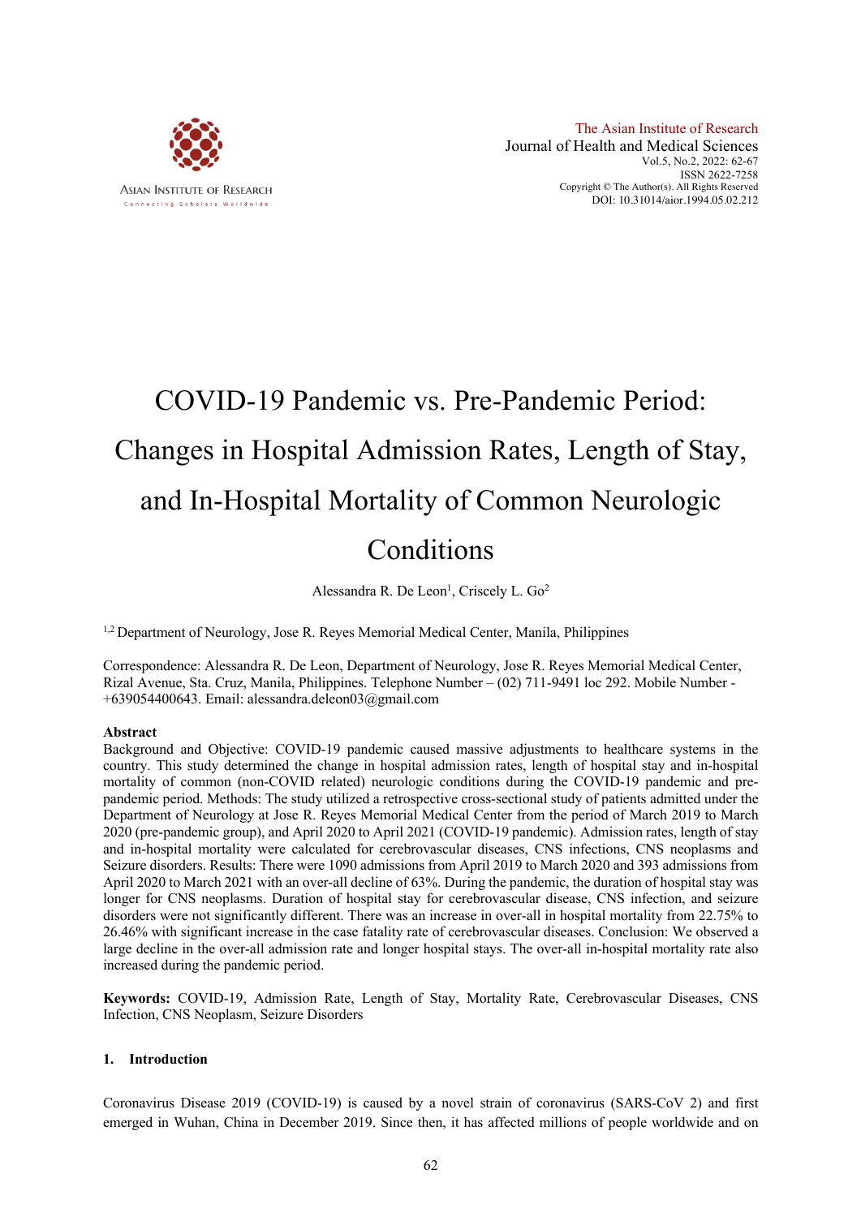# COVID-19 Pandemic vs. Pre-Pandemic Period: Changes in Hospital Admission Rates, Length of Stay, and In-Hospital Mortality of Common Neurologic Conditions

Alessandra R. De Leon[1], Criscely L. Go[2]

[1,2] Department of Neurology, Jose R. Reyes Memorial Medical Center, Manila, Philippines

Correspondence: Alessandra R. De Leon, Department of Neurology, Jose R. Reyes Memorial Medical Center, Rizal Avenue, Sta. Cruz, Manila, Philippines. Telephone Number – (02) 711-9491 loc 292. Mobile Number - +639054400643. Email: alessandra.deleon03@gmail.com

## Abstract

Background and Objective: COVID-19 pandemic caused massive adjustments to healthcare systems in the country. This study determined the change in hospital admission rates, length of hospital stay and in-hospital mortality of common (non-COVID related) neurologic conditions during the COVID-19 pandemic and pre-pandemic period. Methods: The study utilized a retrospective cross-sectional study of patients admitted under the Department of Neurology at Jose R. Reyes Memorial Medical Center from the period of March 2019 to March 2020 (pre-pandemic group), and April 2020 to April 2021 (COVID-19 pandemic). Admission rates, length of stay and in-hospital mortality were calculated for cerebrovascular diseases, CNS infections, CNS neoplasms and Seizure disorders. Results: There were 1090 admissions from April 2019 to March 2020 and 393 admissions from April 2020 to March 2021 with an over-all decline of 63%. During the pandemic, the duration of hospital stay was longer for CNS neoplasms. Duration of hospital stay for cerebrovascular disease, CNS infection, and seizure disorders were not significantly different. There was an increase in over-all in hospital mortality from 22.75% to 26.46% with significant increase in the case fatality rate of cerebrovascular diseases. Conclusion: We observed a large decline in the over-all admission rate and longer hospital stays. The over-all in-hospital mortality rate also increased during the pandemic period.

**Keywords:** COVID-19, Admission Rate, Length of Stay, Mortality Rate, Cerebrovascular Diseases, CNS Infection, CNS Neoplasm, Seizure Disorders

## 1. Introduction

Coronavirus Disease 2019 (COVID-19) is caused by a novel strain of coronavirus (SARS-CoV 2) and first emerged in Wuhan, China in December 2019. Since then, it has affected millions of people worldwide and on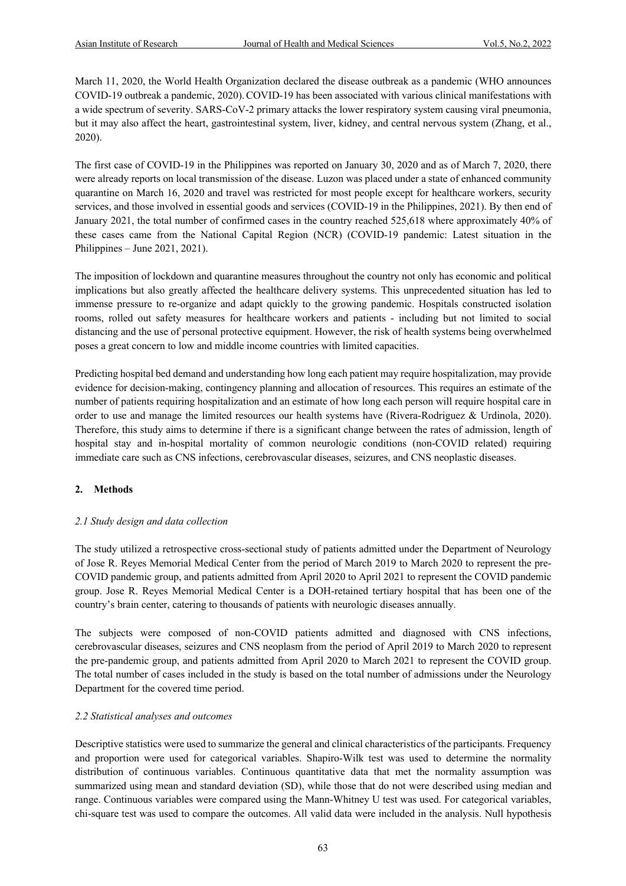March 11, 2020, the World Health Organization declared the disease outbreak as a pandemic (WHO announces COVID-19 outbreak a pandemic, 2020). COVID-19 has been associated with various clinical manifestations with a wide spectrum of severity. SARS-CoV-2 primary attacks the lower respiratory system causing viral pneumonia, but it may also affect the heart, gastrointestinal system, liver, kidney, and central nervous system (Zhang, et al., 2020).

The first case of COVID-19 in the Philippines was reported on January 30, 2020 and as of March 7, 2020, there were already reports on local transmission of the disease. Luzon was placed under a state of enhanced community quarantine on March 16, 2020 and travel was restricted for most people except for healthcare workers, security services, and those involved in essential goods and services (COVID-19 in the Philippines, 2021). By then end of January 2021, the total number of confirmed cases in the country reached 525,618 where approximately 40% of these cases came from the National Capital Region (NCR) (COVID-19 pandemic: Latest situation in the Philippines – June 2021, 2021).

The imposition of lockdown and quarantine measures throughout the country not only has economic and political implications but also greatly affected the healthcare delivery systems. This unprecedented situation has led to immense pressure to re-organize and adapt quickly to the growing pandemic. Hospitals constructed isolation rooms, rolled out safety measures for healthcare workers and patients - including but not limited to social distancing and the use of personal protective equipment. However, the risk of health systems being overwhelmed poses a great concern to low and middle income countries with limited capacities.

Predicting hospital bed demand and understanding how long each patient may require hospitalization, may provide evidence for decision-making, contingency planning and allocation of resources. This requires an estimate of the number of patients requiring hospitalization and an estimate of how long each person will require hospital care in order to use and manage the limited resources our health systems have (Rivera-Rodriguez & Urdinola, 2020). Therefore, this study aims to determine if there is a significant change between the rates of admission, length of hospital stay and in-hospital mortality of common neurologic conditions (non-COVID related) requiring immediate care such as CNS infections, cerebrovascular diseases, seizures, and CNS neoplastic diseases.

## 2. Methods

### *2.1 Study design and data collection*

The study utilized a retrospective cross-sectional study of patients admitted under the Department of Neurology of Jose R. Reyes Memorial Medical Center from the period of March 2019 to March 2020 to represent the pre-COVID pandemic group, and patients admitted from April 2020 to April 2021 to represent the COVID pandemic group. Jose R. Reyes Memorial Medical Center is a DOH-retained tertiary hospital that has been one of the country's brain center, catering to thousands of patients with neurologic diseases annually.

The subjects were composed of non-COVID patients admitted and diagnosed with CNS infections, cerebrovascular diseases, seizures and CNS neoplasm from the period of April 2019 to March 2020 to represent the pre-pandemic group, and patients admitted from April 2020 to March 2021 to represent the COVID group. The total number of cases included in the study is based on the total number of admissions under the Neurology Department for the covered time period.

### *2.2 Statistical analyses and outcomes*

Descriptive statistics were used to summarize the general and clinical characteristics of the participants. Frequency and proportion were used for categorical variables. Shapiro-Wilk test was used to determine the normality distribution of continuous variables. Continuous quantitative data that met the normality assumption was summarized using mean and standard deviation (SD), while those that do not were described using median and range. Continuous variables were compared using the Mann-Whitney U test was used. For categorical variables, chi-square test was used to compare the outcomes. All valid data were included in the analysis. Null hypothesis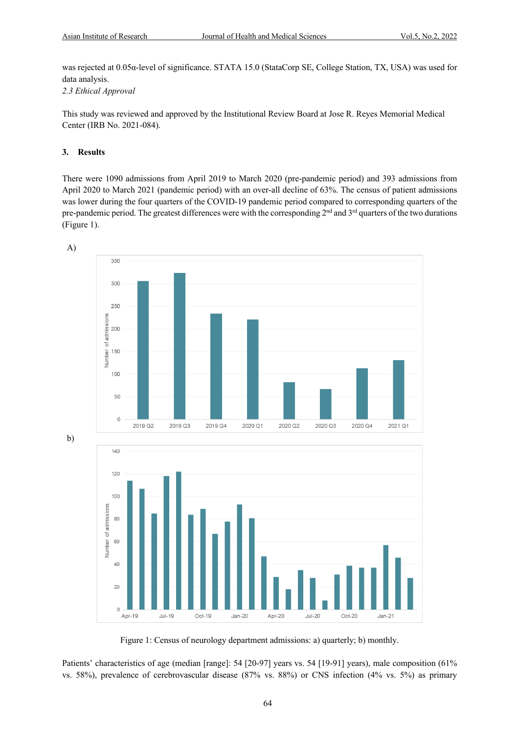was rejected at 0.05α-level of significance. STATA 15.0 (StataCorp SE, College Station, TX, USA) was used for data analysis.

*2.3 Ethical Approval*

This study was reviewed and approved by the Institutional Review Board at Jose R. Reyes Memorial Medical Center (IRB No. 2021-084).

## 3. Results

There were 1090 admissions from April 2019 to March 2020 (pre-pandemic period) and 393 admissions from April 2020 to March 2021 (pandemic period) with an over-all decline of 63%. The census of patient admissions was lower during the four quarters of the COVID-19 pandemic period compared to corresponding quarters of the pre-pandemic period. The greatest differences were with the corresponding 2nd and 3rd quarters of the two durations (Figure 1).

Figure 1: Census of neurology department admissions: a) quarterly; b) monthly.

Patients' characteristics of age (median [range]: 54 [20-97] years vs. 54 [19-91] years), male composition (61% vs. 58%), prevalence of cerebrovascular disease (87% vs. 88%) or CNS infection (4% vs. 5%) as primary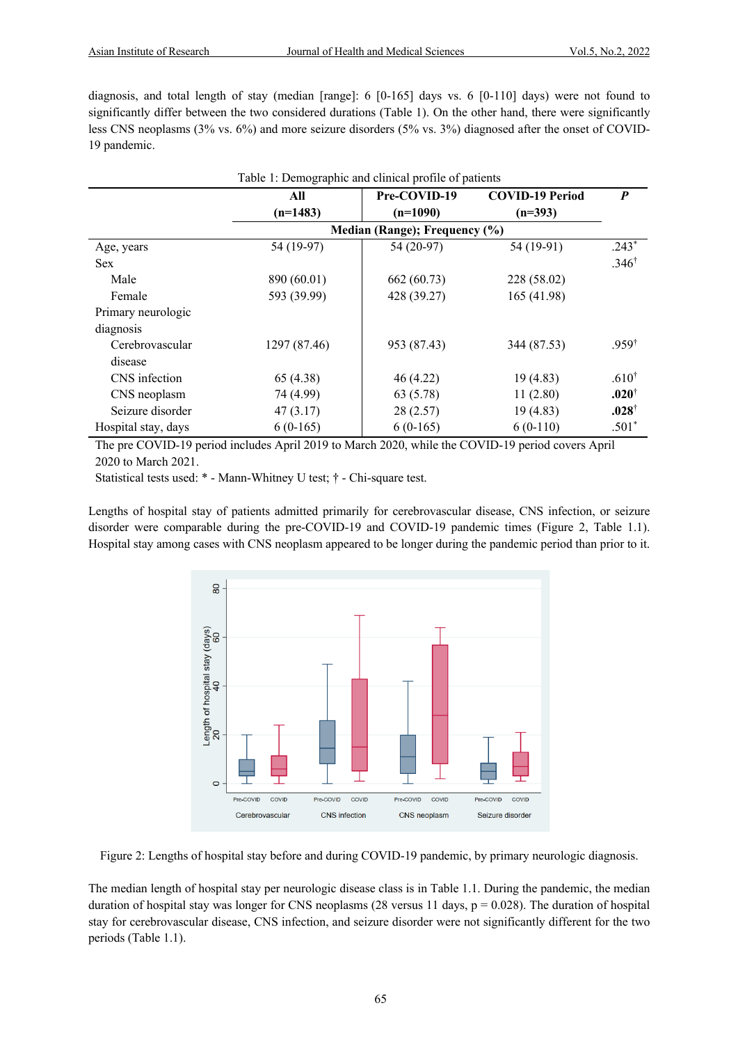diagnosis, and total length of stay (median [range]: 6 [0-165] days vs. 6 [0-110] days) were not found to significantly differ between the two considered durations (Table 1). On the other hand, there were significantly less CNS neoplasms (3% vs. 6%) and more seizure disorders (5% vs. 3%) diagnosed after the onset of COVID-19 pandemic.

Table 1: Demographic and clinical profile of patients

| | All (n=1483) | Pre-COVID-19 (n=1090) | COVID-19 Period (n=393) | *P* |
|---|---|---|---|---|
| | Median (Range); Frequency (%) | | | |
| Age, years | 54 (19-97) | 54 (20-97) | 54 (19-91) | .243* |
| Sex | | | | .346† |
| Male | 890 (60.01) | 662 (60.73) | 228 (58.02) | |
| Female | 593 (39.99) | 428 (39.27) | 165 (41.98) | |
| Primary neurologic diagnosis | | | | |
| Cerebrovascular disease | 1297 (87.46) | 953 (87.43) | 344 (87.53) | .959† |
| CNS infection | 65 (4.38) | 46 (4.22) | 19 (4.83) | .610† |
| CNS neoplasm | 74 (4.99) | 63 (5.78) | 11 (2.80) | **.020**† |
| Seizure disorder | 47 (3.17) | 28 (2.57) | 19 (4.83) | **.028**† |
| Hospital stay, days | 6 (0-165) | 6 (0-165) | 6 (0-110) | .501* |

The pre COVID-19 period includes April 2019 to March 2020, while the COVID-19 period covers April 2020 to March 2021.

Statistical tests used: * - Mann-Whitney U test; † - Chi-square test.

Lengths of hospital stay of patients admitted primarily for cerebrovascular disease, CNS infection, or seizure disorder were comparable during the pre-COVID-19 and COVID-19 pandemic times (Figure 2, Table 1.1). Hospital stay among cases with CNS neoplasm appeared to be longer during the pandemic period than prior to it.

Figure 2: Lengths of hospital stay before and during COVID-19 pandemic, by primary neurologic diagnosis.

The median length of hospital stay per neurologic disease class is in Table 1.1. During the pandemic, the median duration of hospital stay was longer for CNS neoplasms (28 versus 11 days, p = 0.028). The duration of hospital stay for cerebrovascular disease, CNS infection, and seizure disorder were not significantly different for the two periods (Table 1.1).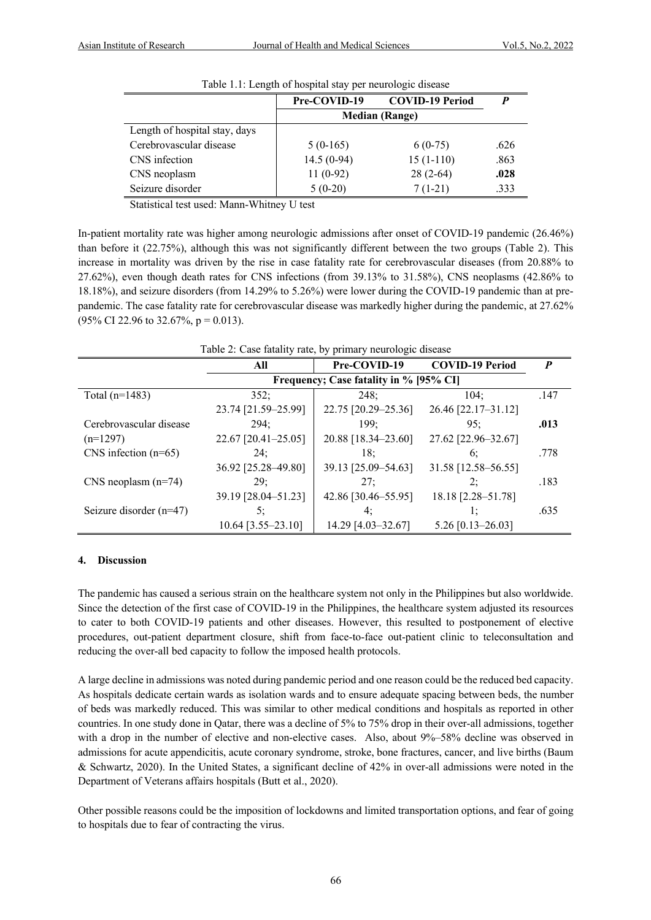Table 1.1: Length of hospital stay per neurologic disease

| | Pre-COVID-19 | COVID-19 Period | *P* |
|---|---|---|---|
| | Median (Range) | | |
| Length of hospital stay, days | | | |
| Cerebrovascular disease | 5 (0-165) | 6 (0-75) | .626 |
| CNS infection | 14.5 (0-94) | 15 (1-110) | .863 |
| CNS neoplasm | 11 (0-92) | 28 (2-64) | **.028** |
| Seizure disorder | 5 (0-20) | 7 (1-21) | .333 |

Statistical test used: Mann-Whitney U test

In-patient mortality rate was higher among neurologic admissions after onset of COVID-19 pandemic (26.46%) than before it (22.75%), although this was not significantly different between the two groups (Table 2). This increase in mortality was driven by the rise in case fatality rate for cerebrovascular diseases (from 20.88% to 27.62%), even though death rates for CNS infections (from 39.13% to 31.58%), CNS neoplasms (42.86% to 18.18%), and seizure disorders (from 14.29% to 5.26%) were lower during the COVID-19 pandemic than at pre-pandemic. The case fatality rate for cerebrovascular disease was markedly higher during the pandemic, at 27.62% (95% CI 22.96 to 32.67%, p = 0.013).

Table 2: Case fatality rate, by primary neurologic disease

| | All | Pre-COVID-19 | COVID-19 Period | *P* |
|---|---|---|---|---|
| | Frequency; Case fatality in % [95% CI] | | | |
| Total (n=1483) | 352; 23.74 [21.59–25.99] | 248; 22.75 [20.29–25.36] | 104; 26.46 [22.17–31.12] | .147 |
| Cerebrovascular disease (n=1297) | 294; 22.67 [20.41–25.05] | 199; 20.88 [18.34–23.60] | 95; 27.62 [22.96–32.67] | **.013** |
| CNS infection (n=65) | 24; 36.92 [25.28–49.80] | 18; 39.13 [25.09–54.63] | 6; 31.58 [12.58–56.55] | .778 |
| CNS neoplasm (n=74) | 29; 39.19 [28.04–51.23] | 27; 42.86 [30.46–55.95] | 2; 18.18 [2.28–51.78] | .183 |
| Seizure disorder (n=47) | 5; 10.64 [3.55–23.10] | 4; 14.29 [4.03–32.67] | 1; 5.26 [0.13–26.03] | .635 |

## 4. Discussion

The pandemic has caused a serious strain on the healthcare system not only in the Philippines but also worldwide. Since the detection of the first case of COVID-19 in the Philippines, the healthcare system adjusted its resources to cater to both COVID-19 patients and other diseases. However, this resulted to postponement of elective procedures, out-patient department closure, shift from face-to-face out-patient clinic to teleconsultation and reducing the over-all bed capacity to follow the imposed health protocols.

A large decline in admissions was noted during pandemic period and one reason could be the reduced bed capacity. As hospitals dedicate certain wards as isolation wards and to ensure adequate spacing between beds, the number of beds was markedly reduced. This was similar to other medical conditions and hospitals as reported in other countries. In one study done in Qatar, there was a decline of 5% to 75% drop in their over-all admissions, together with a drop in the number of elective and non-elective cases. Also, about 9%–58% decline was observed in admissions for acute appendicitis, acute coronary syndrome, stroke, bone fractures, cancer, and live births (Baum & Schwartz, 2020). In the United States, a significant decline of 42% in over-all admissions were noted in the Department of Veterans affairs hospitals (Butt et al., 2020).

Other possible reasons could be the imposition of lockdowns and limited transportation options, and fear of going to hospitals due to fear of contracting the virus.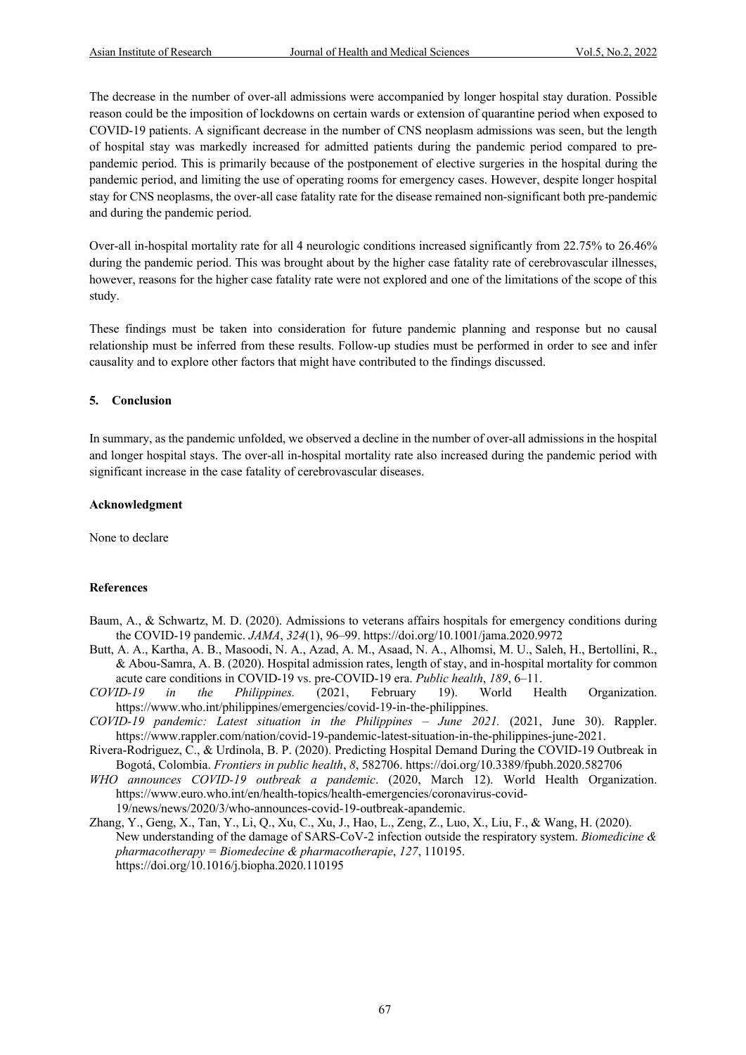The decrease in the number of over-all admissions were accompanied by longer hospital stay duration. Possible reason could be the imposition of lockdowns on certain wards or extension of quarantine period when exposed to COVID-19 patients. A significant decrease in the number of CNS neoplasm admissions was seen, but the length of hospital stay was markedly increased for admitted patients during the pandemic period compared to pre-pandemic period. This is primarily because of the postponement of elective surgeries in the hospital during the pandemic period, and limiting the use of operating rooms for emergency cases. However, despite longer hospital stay for CNS neoplasms, the over-all case fatality rate for the disease remained non-significant both pre-pandemic and during the pandemic period.

Over-all in-hospital mortality rate for all 4 neurologic conditions increased significantly from 22.75% to 26.46% during the pandemic period. This was brought about by the higher case fatality rate of cerebrovascular illnesses, however, reasons for the higher case fatality rate were not explored and one of the limitations of the scope of this study.

These findings must be taken into consideration for future pandemic planning and response but no causal relationship must be inferred from these results. Follow-up studies must be performed in order to see and infer causality and to explore other factors that might have contributed to the findings discussed.

## 5. Conclusion

In summary, as the pandemic unfolded, we observed a decline in the number of over-all admissions in the hospital and longer hospital stays. The over-all in-hospital mortality rate also increased during the pandemic period with significant increase in the case fatality of cerebrovascular diseases.

### Acknowledgment

None to declare

### References

Baum, A., & Schwartz, M. D. (2020). Admissions to veterans affairs hospitals for emergency conditions during the COVID-19 pandemic. *JAMA*, *324*(1), 96–99. https://doi.org/10.1001/jama.2020.9972

Butt, A. A., Kartha, A. B., Masoodi, N. A., Azad, A. M., Asaad, N. A., Alhomsi, M. U., Saleh, H., Bertollini, R., & Abou-Samra, A. B. (2020). Hospital admission rates, length of stay, and in-hospital mortality for common acute care conditions in COVID-19 vs. pre-COVID-19 era. *Public health*, *189*, 6–11.

*COVID-19 in the Philippines.* (2021, February 19). World Health Organization. https://www.who.int/philippines/emergencies/covid-19-in-the-philippines.

*COVID-19 pandemic: Latest situation in the Philippines – June 2021.* (2021, June 30). Rappler. https://www.rappler.com/nation/covid-19-pandemic-latest-situation-in-the-philippines-june-2021.

Rivera-Rodriguez, C., & Urdinola, B. P. (2020). Predicting Hospital Demand During the COVID-19 Outbreak in Bogotá, Colombia. *Frontiers in public health*, *8*, 582706. https://doi.org/10.3389/fpubh.2020.582706

*WHO announces COVID-19 outbreak a pandemic*. (2020, March 12). World Health Organization. https://www.euro.who.int/en/health-topics/health-emergencies/coronavirus-covid-19/news/news/2020/3/who-announces-covid-19-outbreak-apandemic.

Zhang, Y., Geng, X., Tan, Y., Li, Q., Xu, C., Xu, J., Hao, L., Zeng, Z., Luo, X., Liu, F., & Wang, H. (2020). New understanding of the damage of SARS-CoV-2 infection outside the respiratory system. *Biomedicine & pharmacotherapy = Biomedecine & pharmacotherapie*, *127*, 110195. https://doi.org/10.1016/j.biopha.2020.110195